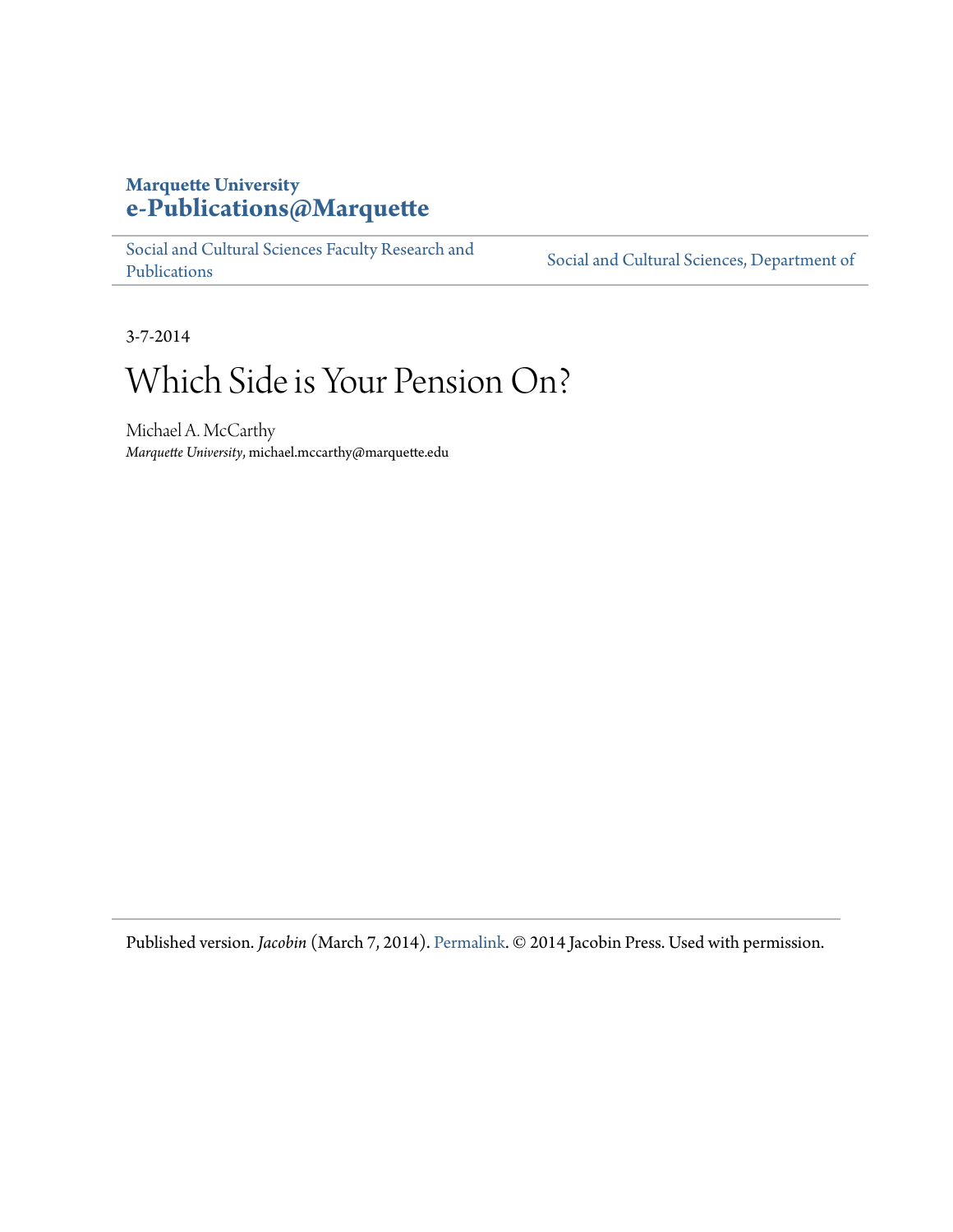**Marquette University**
**e-Publications@Marquette**

Social and Cultural Sciences Faculty Research and Publications | Social and Cultural Sciences, Department of

3-7-2014

# Which Side is Your Pension On?

Michael A. McCarthy
*Marquette University*, michael.mccarthy@marquette.edu

Published version. *Jacobin* (March 7, 2014). Permalink. © 2014 Jacobin Press. Used with permission.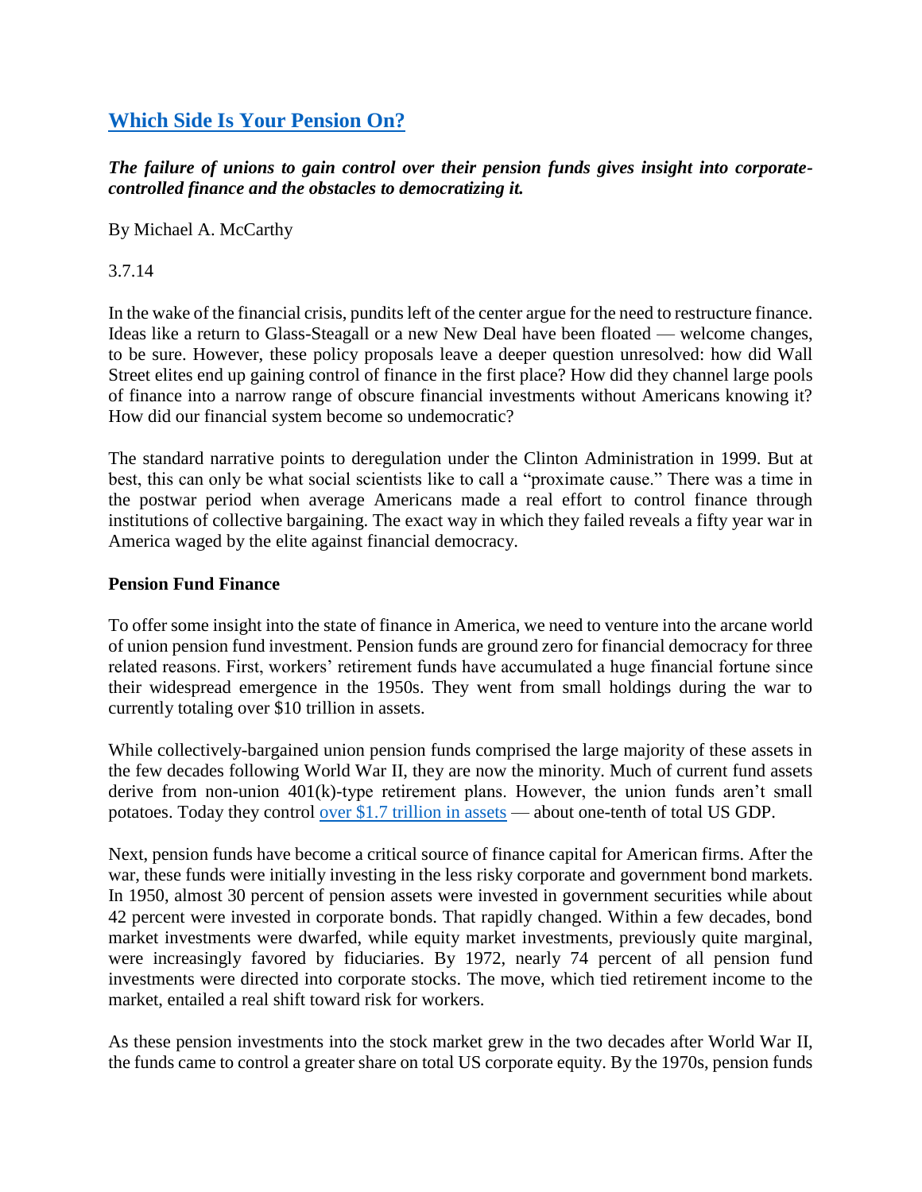## [Which Side Is Your Pension On?]()

***The failure of unions to gain control over their pension funds gives insight into corporate-controlled finance and the obstacles to democratizing it.***

By Michael A. McCarthy

3.7.14

In the wake of the financial crisis, pundits left of the center argue for the need to restructure finance. Ideas like a return to Glass-Steagall or a new New Deal have been floated — welcome changes, to be sure. However, these policy proposals leave a deeper question unresolved: how did Wall Street elites end up gaining control of finance in the first place? How did they channel large pools of finance into a narrow range of obscure financial investments without Americans knowing it? How did our financial system become so undemocratic?

The standard narrative points to deregulation under the Clinton Administration in 1999. But at best, this can only be what social scientists like to call a "proximate cause." There was a time in the postwar period when average Americans made a real effort to control finance through institutions of collective bargaining. The exact way in which they failed reveals a fifty year war in America waged by the elite against financial democracy.

### Pension Fund Finance

To offer some insight into the state of finance in America, we need to venture into the arcane world of union pension fund investment. Pension funds are ground zero for financial democracy for three related reasons. First, workers' retirement funds have accumulated a huge financial fortune since their widespread emergence in the 1950s. They went from small holdings during the war to currently totaling over $10 trillion in assets.

While collectively-bargained union pension funds comprised the large majority of these assets in the few decades following World War II, they are now the minority. Much of current fund assets derive from non-union 401(k)-type retirement plans. However, the union funds aren't small potatoes. Today they control [over $1.7 trillion in assets]() — about one-tenth of total US GDP.

Next, pension funds have become a critical source of finance capital for American firms. After the war, these funds were initially investing in the less risky corporate and government bond markets. In 1950, almost 30 percent of pension assets were invested in government securities while about 42 percent were invested in corporate bonds. That rapidly changed. Within a few decades, bond market investments were dwarfed, while equity market investments, previously quite marginal, were increasingly favored by fiduciaries. By 1972, nearly 74 percent of all pension fund investments were directed into corporate stocks. The move, which tied retirement income to the market, entailed a real shift toward risk for workers.

As these pension investments into the stock market grew in the two decades after World War II, the funds came to control a greater share on total US corporate equity. By the 1970s, pension funds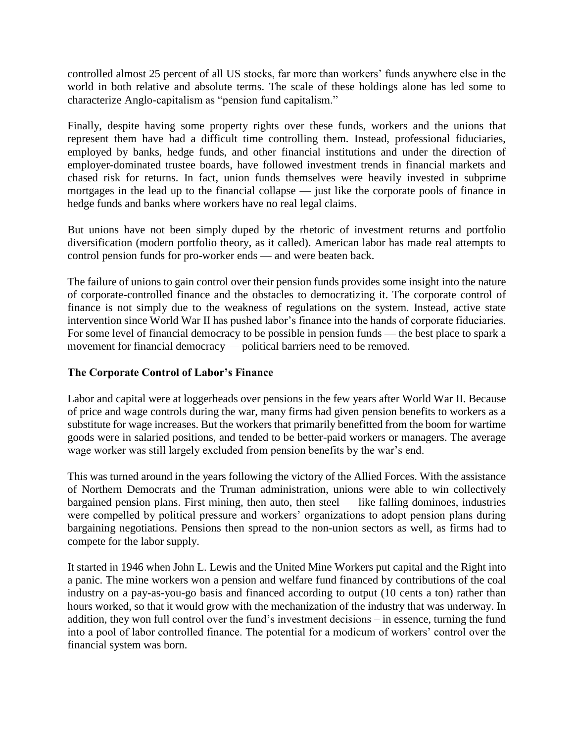controlled almost 25 percent of all US stocks, far more than workers' funds anywhere else in the world in both relative and absolute terms. The scale of these holdings alone has led some to characterize Anglo-capitalism as "pension fund capitalism."

Finally, despite having some property rights over these funds, workers and the unions that represent them have had a difficult time controlling them. Instead, professional fiduciaries, employed by banks, hedge funds, and other financial institutions and under the direction of employer-dominated trustee boards, have followed investment trends in financial markets and chased risk for returns. In fact, union funds themselves were heavily invested in subprime mortgages in the lead up to the financial collapse — just like the corporate pools of finance in hedge funds and banks where workers have no real legal claims.

But unions have not been simply duped by the rhetoric of investment returns and portfolio diversification (modern portfolio theory, as it called). American labor has made real attempts to control pension funds for pro-worker ends — and were beaten back.

The failure of unions to gain control over their pension funds provides some insight into the nature of corporate-controlled finance and the obstacles to democratizing it. The corporate control of finance is not simply due to the weakness of regulations on the system. Instead, active state intervention since World War II has pushed labor's finance into the hands of corporate fiduciaries. For some level of financial democracy to be possible in pension funds — the best place to spark a movement for financial democracy — political barriers need to be removed.

## The Corporate Control of Labor's Finance

Labor and capital were at loggerheads over pensions in the few years after World War II. Because of price and wage controls during the war, many firms had given pension benefits to workers as a substitute for wage increases. But the workers that primarily benefitted from the boom for wartime goods were in salaried positions, and tended to be better-paid workers or managers. The average wage worker was still largely excluded from pension benefits by the war's end.

This was turned around in the years following the victory of the Allied Forces. With the assistance of Northern Democrats and the Truman administration, unions were able to win collectively bargained pension plans. First mining, then auto, then steel — like falling dominoes, industries were compelled by political pressure and workers' organizations to adopt pension plans during bargaining negotiations. Pensions then spread to the non-union sectors as well, as firms had to compete for the labor supply.

It started in 1946 when John L. Lewis and the United Mine Workers put capital and the Right into a panic. The mine workers won a pension and welfare fund financed by contributions of the coal industry on a pay-as-you-go basis and financed according to output (10 cents a ton) rather than hours worked, so that it would grow with the mechanization of the industry that was underway. In addition, they won full control over the fund's investment decisions – in essence, turning the fund into a pool of labor controlled finance. The potential for a modicum of workers' control over the financial system was born.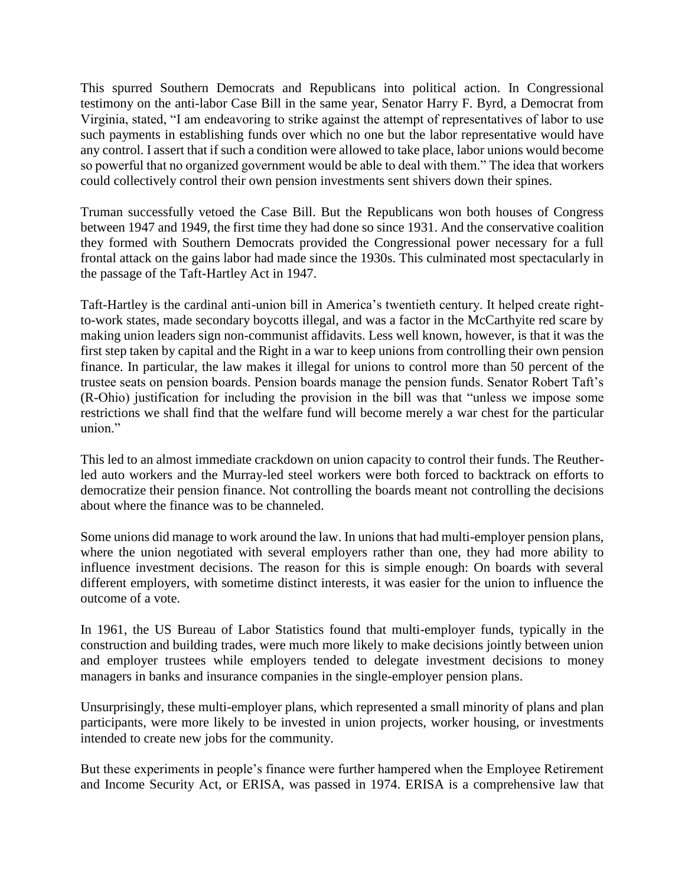This spurred Southern Democrats and Republicans into political action. In Congressional testimony on the anti-labor Case Bill in the same year, Senator Harry F. Byrd, a Democrat from Virginia, stated, "I am endeavoring to strike against the attempt of representatives of labor to use such payments in establishing funds over which no one but the labor representative would have any control. I assert that if such a condition were allowed to take place, labor unions would become so powerful that no organized government would be able to deal with them." The idea that workers could collectively control their own pension investments sent shivers down their spines.

Truman successfully vetoed the Case Bill. But the Republicans won both houses of Congress between 1947 and 1949, the first time they had done so since 1931. And the conservative coalition they formed with Southern Democrats provided the Congressional power necessary for a full frontal attack on the gains labor had made since the 1930s. This culminated most spectacularly in the passage of the Taft-Hartley Act in 1947.

Taft-Hartley is the cardinal anti-union bill in America's twentieth century. It helped create right-to-work states, made secondary boycotts illegal, and was a factor in the McCarthyite red scare by making union leaders sign non-communist affidavits. Less well known, however, is that it was the first step taken by capital and the Right in a war to keep unions from controlling their own pension finance. In particular, the law makes it illegal for unions to control more than 50 percent of the trustee seats on pension boards. Pension boards manage the pension funds. Senator Robert Taft's (R-Ohio) justification for including the provision in the bill was that "unless we impose some restrictions we shall find that the welfare fund will become merely a war chest for the particular union."

This led to an almost immediate crackdown on union capacity to control their funds. The Reuther-led auto workers and the Murray-led steel workers were both forced to backtrack on efforts to democratize their pension finance. Not controlling the boards meant not controlling the decisions about where the finance was to be channeled.

Some unions did manage to work around the law. In unions that had multi-employer pension plans, where the union negotiated with several employers rather than one, they had more ability to influence investment decisions. The reason for this is simple enough: On boards with several different employers, with sometime distinct interests, it was easier for the union to influence the outcome of a vote.

In 1961, the US Bureau of Labor Statistics found that multi-employer funds, typically in the construction and building trades, were much more likely to make decisions jointly between union and employer trustees while employers tended to delegate investment decisions to money managers in banks and insurance companies in the single-employer pension plans.

Unsurprisingly, these multi-employer plans, which represented a small minority of plans and plan participants, were more likely to be invested in union projects, worker housing, or investments intended to create new jobs for the community.

But these experiments in people's finance were further hampered when the Employee Retirement and Income Security Act, or ERISA, was passed in 1974. ERISA is a comprehensive law that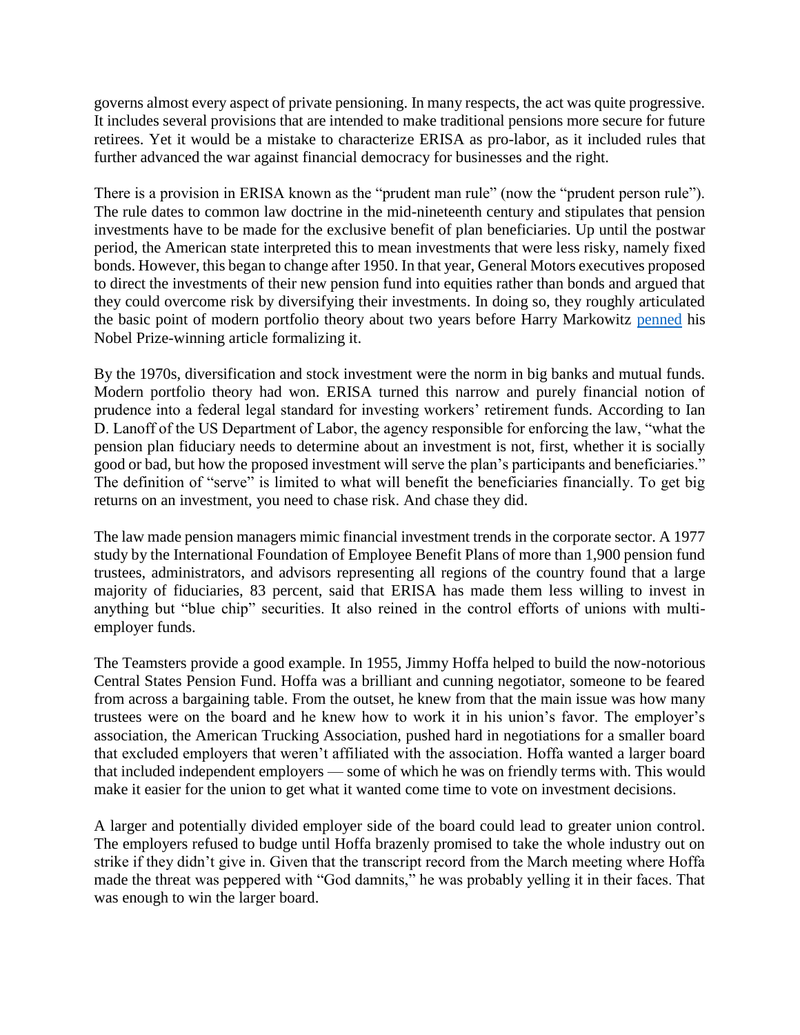governs almost every aspect of private pensioning. In many respects, the act was quite progressive. It includes several provisions that are intended to make traditional pensions more secure for future retirees. Yet it would be a mistake to characterize ERISA as pro-labor, as it included rules that further advanced the war against financial democracy for businesses and the right.

There is a provision in ERISA known as the "prudent man rule" (now the "prudent person rule"). The rule dates to common law doctrine in the mid-nineteenth century and stipulates that pension investments have to be made for the exclusive benefit of plan beneficiaries. Up until the postwar period, the American state interpreted this to mean investments that were less risky, namely fixed bonds. However, this began to change after 1950. In that year, General Motors executives proposed to direct the investments of their new pension fund into equities rather than bonds and argued that they could overcome risk by diversifying their investments. In doing so, they roughly articulated the basic point of modern portfolio theory about two years before Harry Markowitz penned his Nobel Prize-winning article formalizing it.

By the 1970s, diversification and stock investment were the norm in big banks and mutual funds. Modern portfolio theory had won. ERISA turned this narrow and purely financial notion of prudence into a federal legal standard for investing workers' retirement funds. According to Ian D. Lanoff of the US Department of Labor, the agency responsible for enforcing the law, "what the pension plan fiduciary needs to determine about an investment is not, first, whether it is socially good or bad, but how the proposed investment will serve the plan's participants and beneficiaries." The definition of "serve" is limited to what will benefit the beneficiaries financially. To get big returns on an investment, you need to chase risk. And chase they did.

The law made pension managers mimic financial investment trends in the corporate sector. A 1977 study by the International Foundation of Employee Benefit Plans of more than 1,900 pension fund trustees, administrators, and advisors representing all regions of the country found that a large majority of fiduciaries, 83 percent, said that ERISA has made them less willing to invest in anything but "blue chip" securities. It also reined in the control efforts of unions with multi-employer funds.

The Teamsters provide a good example. In 1955, Jimmy Hoffa helped to build the now-notorious Central States Pension Fund. Hoffa was a brilliant and cunning negotiator, someone to be feared from across a bargaining table. From the outset, he knew from that the main issue was how many trustees were on the board and he knew how to work it in his union's favor. The employer's association, the American Trucking Association, pushed hard in negotiations for a smaller board that excluded employers that weren't affiliated with the association. Hoffa wanted a larger board that included independent employers — some of which he was on friendly terms with. This would make it easier for the union to get what it wanted come time to vote on investment decisions.

A larger and potentially divided employer side of the board could lead to greater union control. The employers refused to budge until Hoffa brazenly promised to take the whole industry out on strike if they didn't give in. Given that the transcript record from the March meeting where Hoffa made the threat was peppered with "God damnits," he was probably yelling it in their faces. That was enough to win the larger board.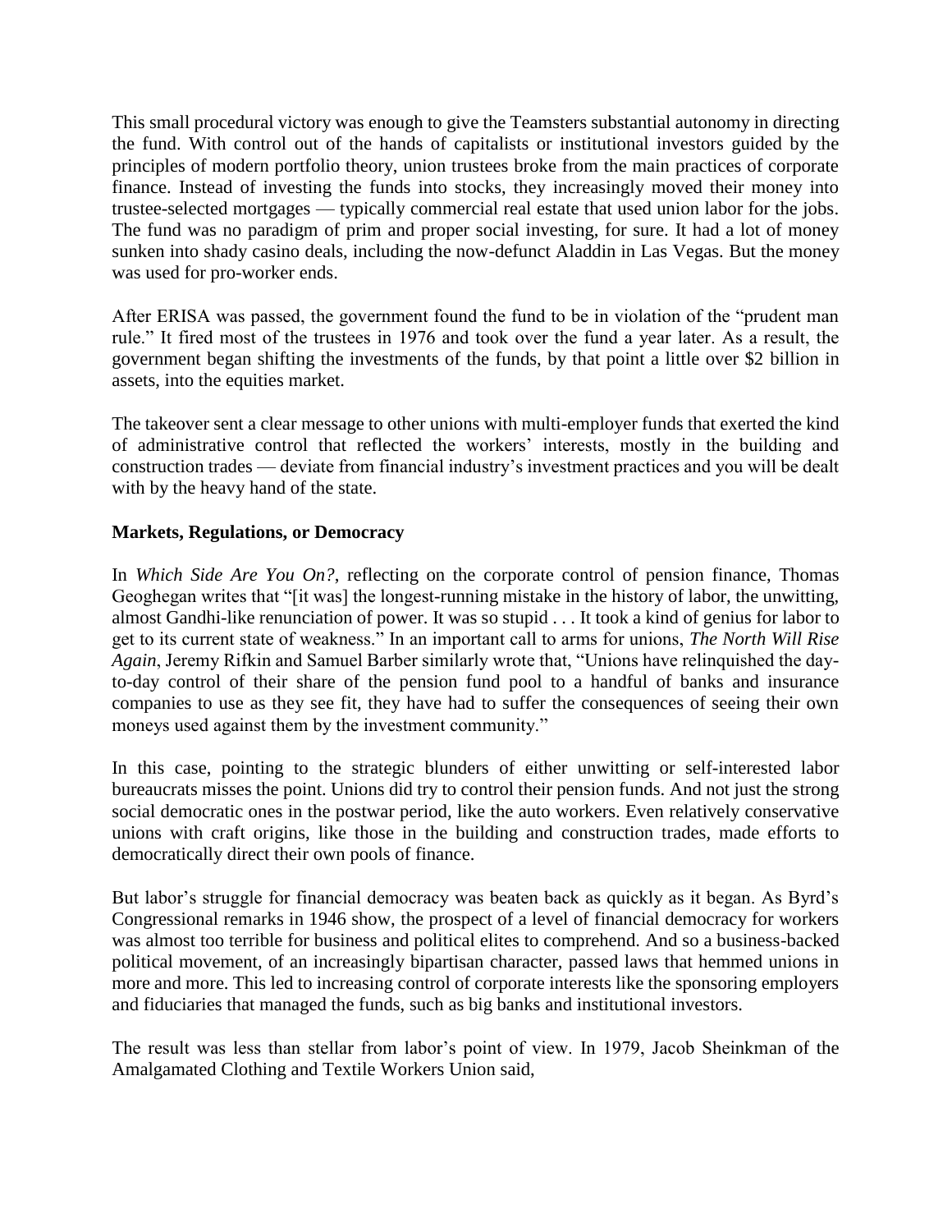This small procedural victory was enough to give the Teamsters substantial autonomy in directing the fund. With control out of the hands of capitalists or institutional investors guided by the principles of modern portfolio theory, union trustees broke from the main practices of corporate finance. Instead of investing the funds into stocks, they increasingly moved their money into trustee-selected mortgages — typically commercial real estate that used union labor for the jobs. The fund was no paradigm of prim and proper social investing, for sure. It had a lot of money sunken into shady casino deals, including the now-defunct Aladdin in Las Vegas. But the money was used for pro-worker ends.

After ERISA was passed, the government found the fund to be in violation of the "prudent man rule." It fired most of the trustees in 1976 and took over the fund a year later. As a result, the government began shifting the investments of the funds, by that point a little over $2 billion in assets, into the equities market.

The takeover sent a clear message to other unions with multi-employer funds that exerted the kind of administrative control that reflected the workers' interests, mostly in the building and construction trades — deviate from financial industry's investment practices and you will be dealt with by the heavy hand of the state.

### Markets, Regulations, or Democracy

In *Which Side Are You On?*, reflecting on the corporate control of pension finance, Thomas Geoghegan writes that "[it was] the longest-running mistake in the history of labor, the unwitting, almost Gandhi-like renunciation of power. It was so stupid . . . It took a kind of genius for labor to get to its current state of weakness." In an important call to arms for unions, *The North Will Rise Again*, Jeremy Rifkin and Samuel Barber similarly wrote that, "Unions have relinquished the day-to-day control of their share of the pension fund pool to a handful of banks and insurance companies to use as they see fit, they have had to suffer the consequences of seeing their own moneys used against them by the investment community."

In this case, pointing to the strategic blunders of either unwitting or self-interested labor bureaucrats misses the point. Unions did try to control their pension funds. And not just the strong social democratic ones in the postwar period, like the auto workers. Even relatively conservative unions with craft origins, like those in the building and construction trades, made efforts to democratically direct their own pools of finance.

But labor's struggle for financial democracy was beaten back as quickly as it began. As Byrd's Congressional remarks in 1946 show, the prospect of a level of financial democracy for workers was almost too terrible for business and political elites to comprehend. And so a business-backed political movement, of an increasingly bipartisan character, passed laws that hemmed unions in more and more. This led to increasing control of corporate interests like the sponsoring employers and fiduciaries that managed the funds, such as big banks and institutional investors.

The result was less than stellar from labor's point of view. In 1979, Jacob Sheinkman of the Amalgamated Clothing and Textile Workers Union said,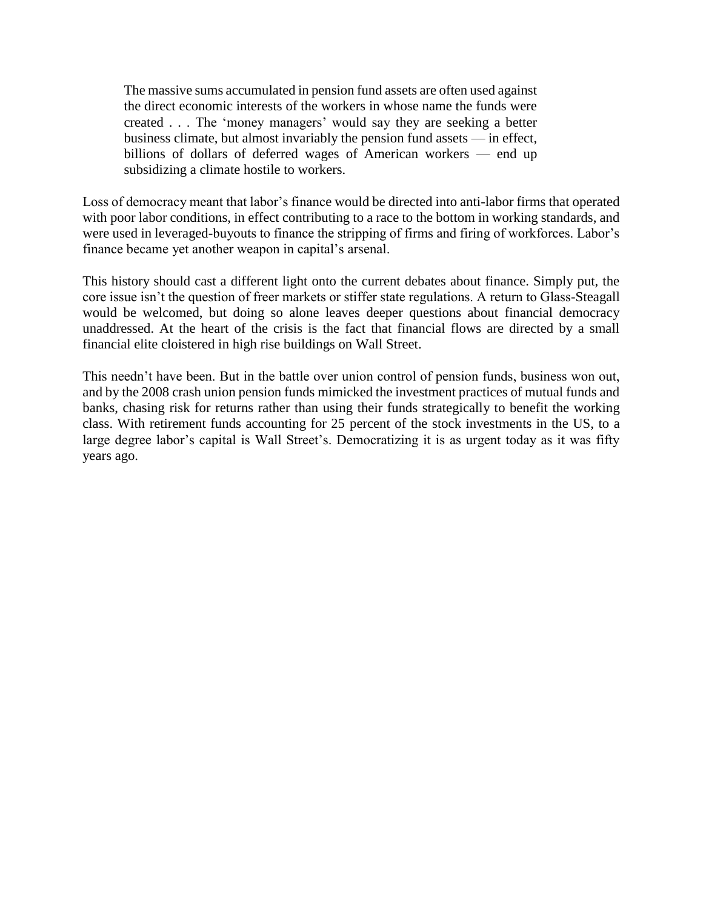> The massive sums accumulated in pension fund assets are often used against the direct economic interests of the workers in whose name the funds were created . . . The 'money managers' would say they are seeking a better business climate, but almost invariably the pension fund assets — in effect, billions of dollars of deferred wages of American workers — end up subsidizing a climate hostile to workers.

Loss of democracy meant that labor's finance would be directed into anti-labor firms that operated with poor labor conditions, in effect contributing to a race to the bottom in working standards, and were used in leveraged-buyouts to finance the stripping of firms and firing of workforces. Labor's finance became yet another weapon in capital's arsenal.

This history should cast a different light onto the current debates about finance. Simply put, the core issue isn't the question of freer markets or stiffer state regulations. A return to Glass-Steagall would be welcomed, but doing so alone leaves deeper questions about financial democracy unaddressed. At the heart of the crisis is the fact that financial flows are directed by a small financial elite cloistered in high rise buildings on Wall Street.

This needn't have been. But in the battle over union control of pension funds, business won out, and by the 2008 crash union pension funds mimicked the investment practices of mutual funds and banks, chasing risk for returns rather than using their funds strategically to benefit the working class. With retirement funds accounting for 25 percent of the stock investments in the US, to a large degree labor's capital is Wall Street's. Democratizing it is as urgent today as it was fifty years ago.